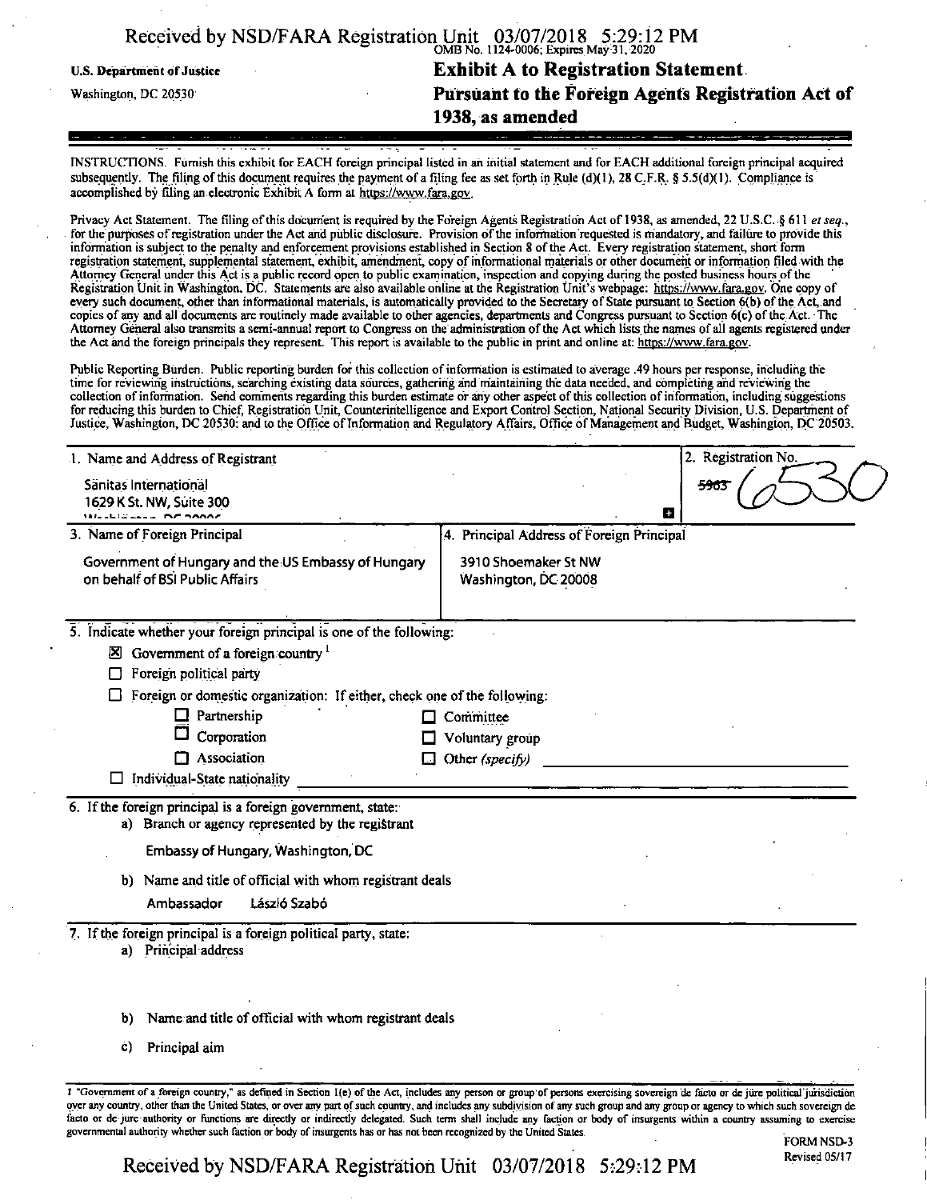U.S. Department of Justice

Washington, DC 20530

OMB No. 1124-0006; Expires May 31, 2020

# Exhibit A to Registration Statement

## Pursuant to the Foreign Agents Registration Act of 1938, as amended

INSTRUCTIONS. Furnish this exhibit for EACH foreign principal listed in an initial statement and for EACH additional foreign principal acquired subsequently. The filing of this document requires the payment of a filing fee as set forth in Rule (d)(1), 28 C.F.R. § 5.5(d)(1). Compliance is accomplished by filing an electronic Exhibit A form at https://www.fara.gov.

Privacy Act Statement. The filing of this document is required by the Foreign Agents Registration Act of 1938, as amended, 22 U.S.C. § 611 *et seq.*, for the purposes of registration under the Act and public disclosure. Provision of the information requested is mandatory, and failure to provide this information is subject to the penalty and enforcement provisions established in Section 8 of the Act. Every registration statement, short form registration statement, supplemental statement, exhibit, amendment, copy of informational materials or other document or information filed with the Attorney General under this Act is a public record open to public examination, inspection and copying during the posted business hours of the Registration Unit in Washington, DC. Statements are also available online at the Registration Unit's webpage: https://www.fara.gov. One copy of every such document, other than informational materials, is automatically provided to the Secretary of State pursuant to Section 6(b) of the Act, and copies of any and all documents are routinely made available to other agencies, departments and Congress pursuant to Section 6(c) of the Act. The Attorney General also transmits a semi-annual report to Congress on the administration of the Act which lists the names of all agents registered under the Act and the foreign principals they represent. This report is available to the public in print and online at: https://www.fara.gov.

Public Reporting Burden. Public reporting burden for this collection of information is estimated to average .49 hours per response, including the time for reviewing instructions, searching existing data sources, gathering and maintaining the data needed, and completing and reviewing the collection of information. Send comments regarding this burden estimate or any other aspect of this collection of information, including suggestions for reducing this burden to Chief, Registration Unit, Counterintelligence and Export Control Section, National Security Division, U.S. Department of Justice, Washington, DC 20530; and to the Office of Information and Regulatory Affairs, Office of Management and Budget, Washington, DC 20503.

| 1. Name and Address of Registrant | 2. Registration No. |
|---|---|
| Sanitas International<br>1629 K St. NW, Suite 300<br>Washington, DC 20006 | ~~5903~~ 6530 |

| 3. Name of Foreign Principal | 4. Principal Address of Foreign Principal |
|---|---|
| Government of Hungary and the US Embassy of Hungary on behalf of BSI Public Affairs | 3910 Shoemaker St NW<br>Washington, DC 20008 |

5. Indicate whether your foreign principal is one of the following:

- [x] Government of a foreign country [1]
- [ ] Foreign political party
- [ ] Foreign or domestic organization: If either, check one of the following:
  - [ ] Partnership
  - [ ] Corporation
  - [ ] Association
  - [ ] Committee
  - [ ] Voluntary group
  - [ ] Other *(specify)*
- [ ] Individual-State nationality

6. If the foreign principal is a foreign government, state:
   a) Branch or agency represented by the registrant

      Embassy of Hungary, Washington, DC

   b) Name and title of official with whom registrant deals

      Ambassador László Szabó

7. If the foreign principal is a foreign political party, state:
   a) Principal address

   b) Name and title of official with whom registrant deals

   c) Principal aim

1 "Government of a foreign country," as defined in Section 1(e) of the Act, includes any person or group of persons exercising sovereign de facto or de jure political jurisdiction over any country, other than the United States, or over any part of such country, and includes any subdivision of any such group and any group or agency to which such sovereign de facto or de jure authority or functions are directly or indirectly delegated. Such term shall include any faction or body of insurgents within a country assuming to exercise governmental authority whether such faction or body of insurgents has or has not been recognized by the United States.

FORM NSD-3
Revised 05/17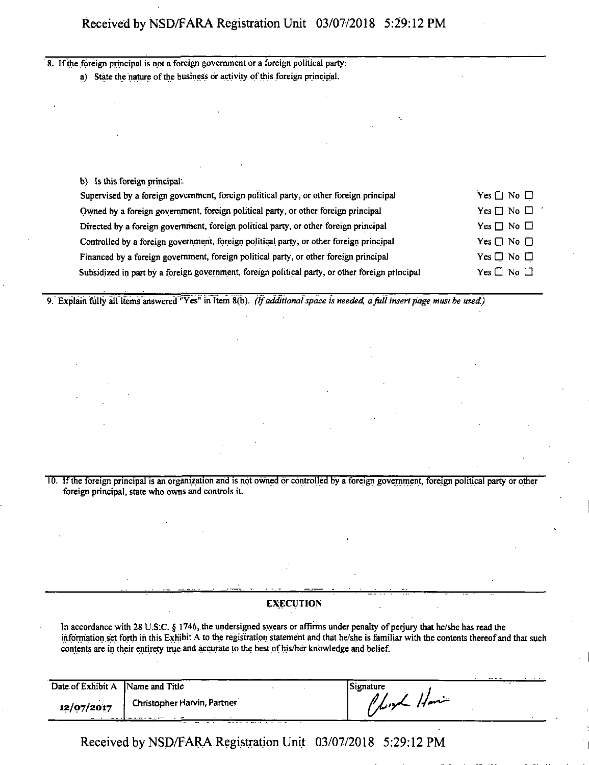8. If the foreign principal is not a foreign government or a foreign political party:

   a) State the nature of the business or activity of this foreign principal.

   b) Is this foreign principal:

| | |
|---|---|
| Supervised by a foreign government, foreign political party, or other foreign principal | Yes ☐ No ☐ |
| Owned by a foreign government, foreign political party, or other foreign principal | Yes ☐ No ☐ |
| Directed by a foreign government, foreign political party, or other foreign principal | Yes ☐ No ☐ |
| Controlled by a foreign government, foreign political party, or other foreign principal | Yes ☐ No ☐ |
| Financed by a foreign government, foreign political party, or other foreign principal | Yes ☐ No ☐ |
| Subsidized in part by a foreign government, foreign political party, or other foreign principal | Yes ☐ No ☐ |

9. Explain fully all items answered "Yes" in Item 8(b). *(If additional space is needed, a full insert page must be used.)*

10. If the foreign principal is an organization and is not owned or controlled by a foreign government, foreign political party or other foreign principal, state who owns and controls it.

## EXECUTION

In accordance with 28 U.S.C. § 1746, the undersigned swears or affirms under penalty of perjury that he/she has read the information set forth in this Exhibit A to the registration statement and that he/she is familiar with the contents thereof and that such contents are in their entirety true and accurate to the best of his/her knowledge and belief.

| Date of Exhibit A | Name and Title | Signature |
|---|---|---|
| 12/07/2017 | Christopher Harvin, Partner | Christopher Harvin (signature) |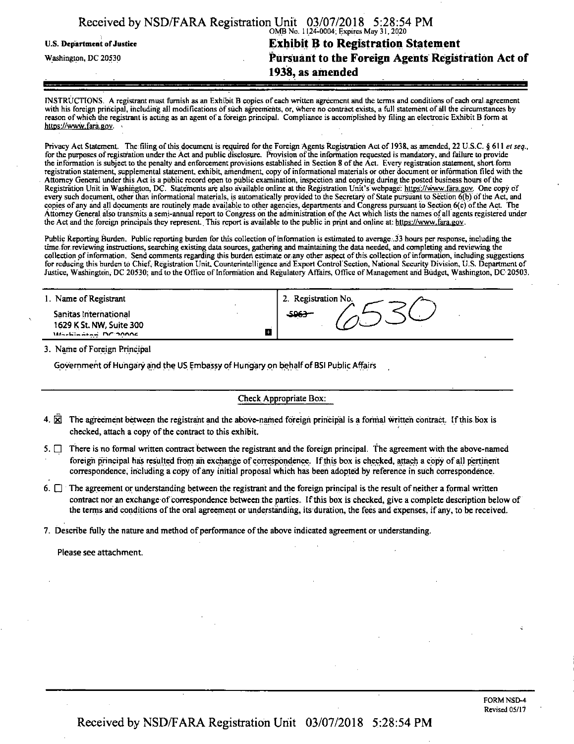U.S. Department of Justice

Washington, DC 20530

OMB No. 1124-0004; Expires May 31, 2020

# Exhibit B to Registration Statement Pursuant to the Foreign Agents Registration Act of 1938, as amended

INSTRUCTIONS. A registrant must furnish as an Exhibit B copies of each written agreement and the terms and conditions of each oral agreement with his foreign principal, including all modifications of such agreements, or, where no contract exists, a full statement of all the circumstances by reason of which the registrant is acting as an agent of a foreign principal. Compliance is accomplished by filing an electronic Exhibit B form at https://www.fara.gov.

Privacy Act Statement. The filing of this document is required for the Foreign Agents Registration Act of 1938, as amended, 22 U.S.C. § 611 *et seq.*, for the purposes of registration under the Act and public disclosure. Provision of the information requested is mandatory, and failure to provide the information is subject to the penalty and enforcement provisions established in Section 8 of the Act. Every registration statement, short form registration statement, supplemental statement, exhibit, amendment, copy of informational materials or other document or information filed with the Attorney General under this Act is a public record open to public examination, inspection and copying during the posted business hours of the Registration Unit in Washington, DC. Statements are also available online at the Registration Unit's webpage: https://www.fara.gov. One copy of every such document, other than informational materials, is automatically provided to the Secretary of State pursuant to Section 6(b) of the Act, and copies of any and all documents are routinely made available to other agencies, departments and Congress pursuant to Section 6(c) of the Act. The Attorney General also transmits a semi-annual report to Congress on the administration of the Act which lists the names of all agents registered under the Act and the foreign principals they represent. This report is available to the public in print and online at: https://www.fara.gov.

Public Reporting Burden. Public reporting burden for this collection of information is estimated to average .33 hours per response, including the time for reviewing instructions, searching existing data sources, gathering and maintaining the data needed, and completing and reviewing the collection of information. Send comments regarding this burden estimate or any other aspect of this collection of information, including suggestions for reducing this burden to Chief, Registration Unit, Counterintelligence and Export Control Section, National Security Division, U.S. Department of Justice, Washington, DC 20530; and to the Office of Information and Regulatory Affairs, Office of Management and Budget, Washington, DC 20503.

| 1. Name of Registrant | 2. Registration No. |
|---|---|
| Sanitas International<br>1629 K St. NW, Suite 300<br>Washington, DC 20006 | ~~5963~~ 6530 |

3. Name of Foreign Principal

Government of Hungary and the US Embassy of Hungary on behalf of BSI Public Affairs

Check Appropriate Box:

4. ☒ The agreement between the registrant and the above-named foreign principal is a formal written contract. If this box is checked, attach a copy of the contract to this exhibit.

5. ☐ There is no formal written contract between the registrant and the foreign principal. The agreement with the above-named foreign principal has resulted from an exchange of correspondence. If this box is checked, attach a copy of all pertinent correspondence, including a copy of any initial proposal which has been adopted by reference in such correspondence.

6. ☐ The agreement or understanding between the registrant and the foreign principal is the result of neither a formal written contract nor an exchange of correspondence between the parties. If this box is checked, give a complete description below of the terms and conditions of the oral agreement or understanding, its duration, the fees and expenses, if any, to be received.

7. Describe fully the nature and method of performance of the above indicated agreement or understanding.

Please see attachment.

FORM NSD-4
Revised 05/17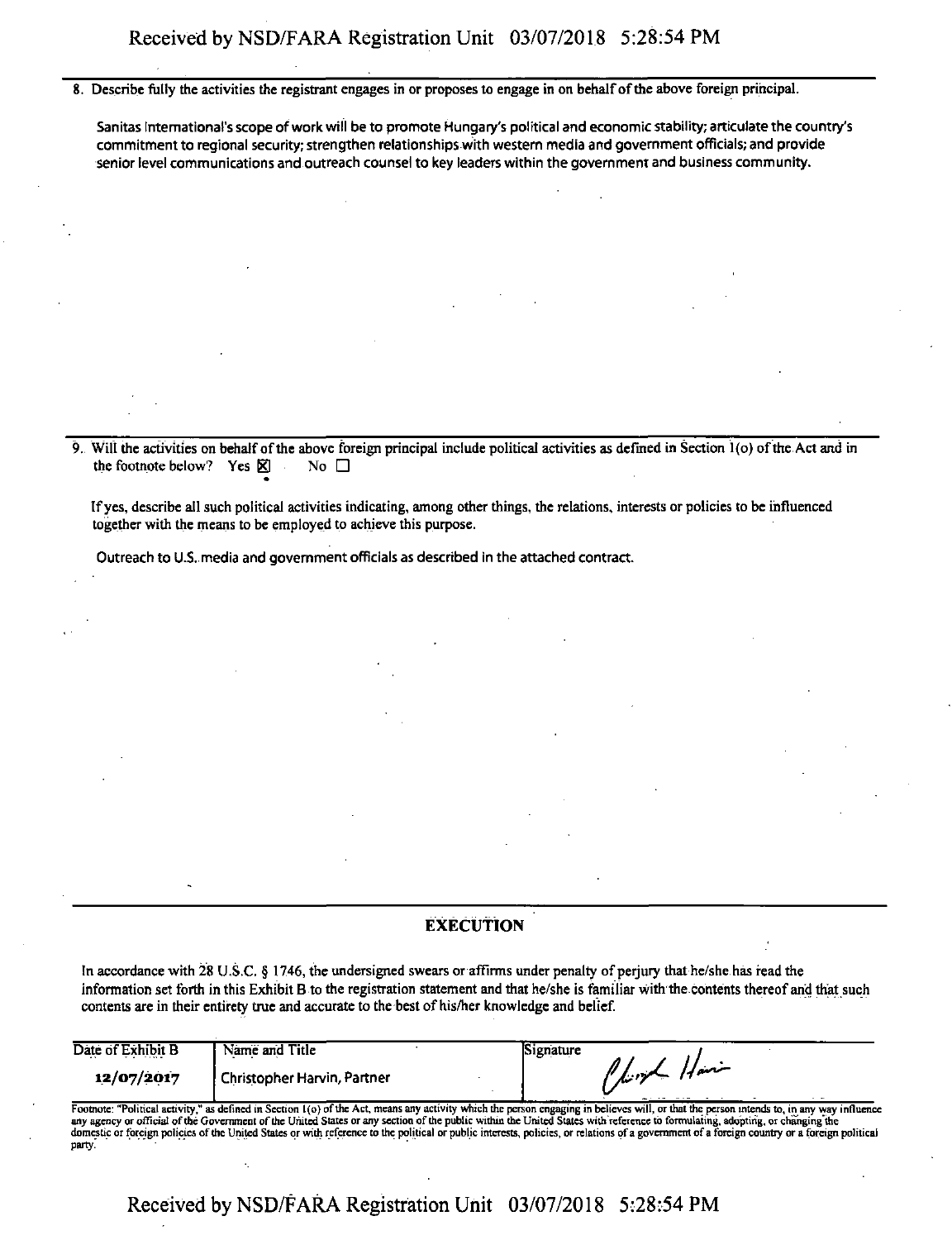8. Describe fully the activities the registrant engages in or proposes to engage in on behalf of the above foreign principal.

Sanitas International's scope of work will be to promote Hungary's political and economic stability; articulate the country's commitment to regional security; strengthen relationships with western media and government officials; and provide senior level communications and outreach counsel to key leaders within the government and business community.

9. Will the activities on behalf of the above foreign principal include political activities as defined in Section 1(o) of the Act and in the footnote below? Yes ☒ No ☐

If yes, describe all such political activities indicating, among other things, the relations, interests or policies to be influenced together with the means to be employed to achieve this purpose.

Outreach to U.S. media and government officials as described in the attached contract.

## EXECUTION

In accordance with 28 U.S.C. § 1746, the undersigned swears or affirms under penalty of perjury that he/she has read the information set forth in this Exhibit B to the registration statement and that he/she is familiar with the contents thereof and that such contents are in their entirety true and accurate to the best of his/her knowledge and belief.

| Date of Exhibit B | Name and Title | Signature |
|---|---|---|
| 12/07/2017 | Christopher Harvin, Partner | Christopher Harvin |

Footnote: "Political activity," as defined in Section 1(o) of the Act, means any activity which the person engaging in believes will, or that the person intends to, in any way influence any agency or official of the Government of the United States or any section of the public within the United States with reference to formulating, adopting, or changing the domestic or foreign policies of the United States or with reference to the political or public interests, policies, or relations of a government of a foreign country or a foreign political party.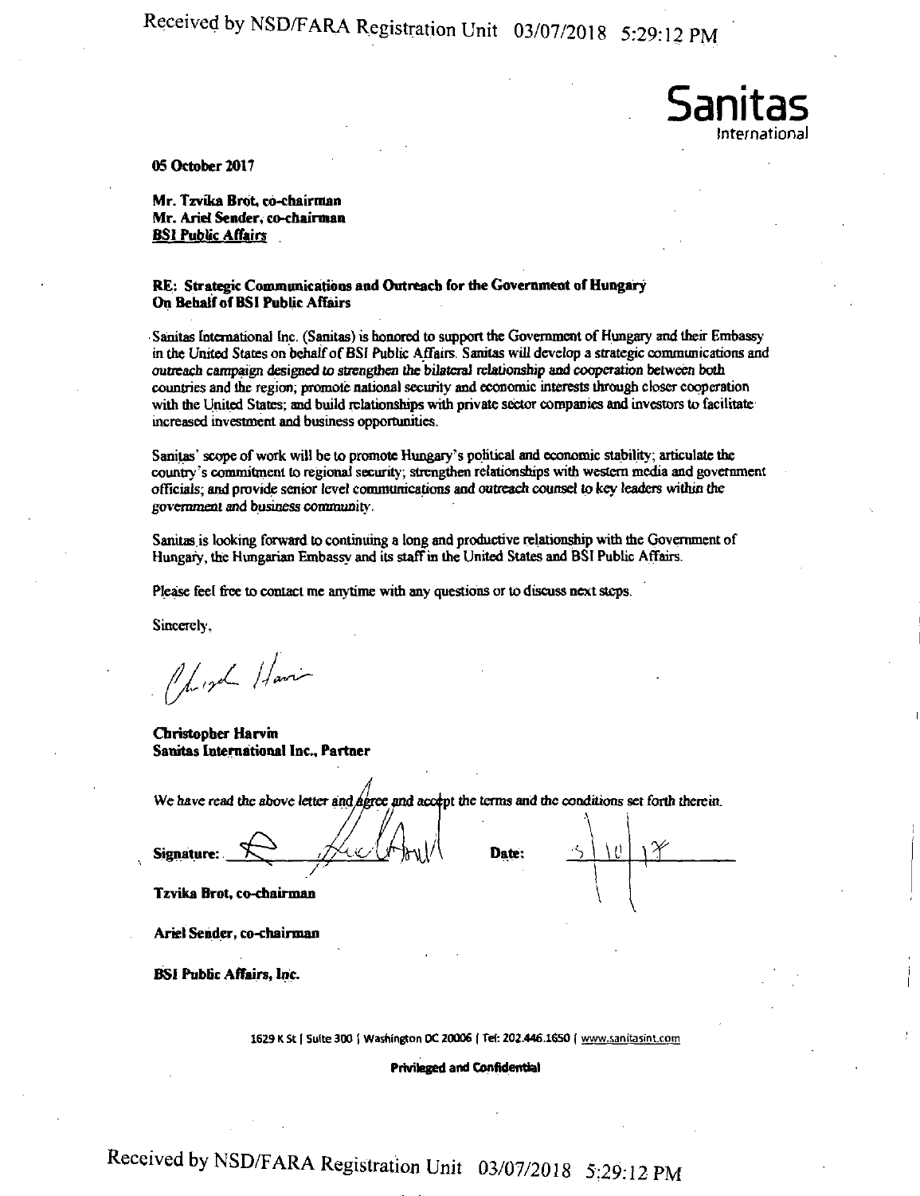**Sanitas**
International

**05 October 2017**

**Mr. Tzvika Brot, co-chairman**
**Mr. Ariel Sender, co-chairman**
**BSI Public Affairs**

**RE: Strategic Communications and Outreach for the Government of Hungary On Behalf of BSI Public Affairs**

Sanitas International Inc. (Sanitas) is honored to support the Government of Hungary and their Embassy in the United States on behalf of BSI Public Affairs. Sanitas will develop a strategic communications and outreach campaign designed to strengthen the bilateral relationship and cooperation between both countries and the region; promote national security and economic interests through closer cooperation with the United States; and build relationships with private sector companies and investors to facilitate increased investment and business opportunities.

Sanitas' scope of work will be to promote Hungary's political and economic stability; articulate the country's commitment to regional security; strengthen relationships with western media and government officials; and provide senior level communications and outreach counsel to key leaders within the government and business community.

Sanitas is looking forward to continuing a long and productive relationship with the Government of Hungary, the Hungarian Embassy and its staff in the United States and BSI Public Affairs.

Please feel free to contact me anytime with any questions or to discuss next steps.

Sincerely,

**Christopher Harvin**
**Sanitas International Inc., Partner**

We have read the above letter and agree and accept the terms and the conditions set forth therein.

Signature: ______________________ Date: 5 | 10 | 17

**Tzvika Brot, co-chairman**

**Ariel Sender, co-chairman**

**BSI Public Affairs, Inc.**

1629 K St | Suite 300 | Washington DC 20006 | Tel: 202.446.1650 | www.sanitasint.com

**Privileged and Confidential**